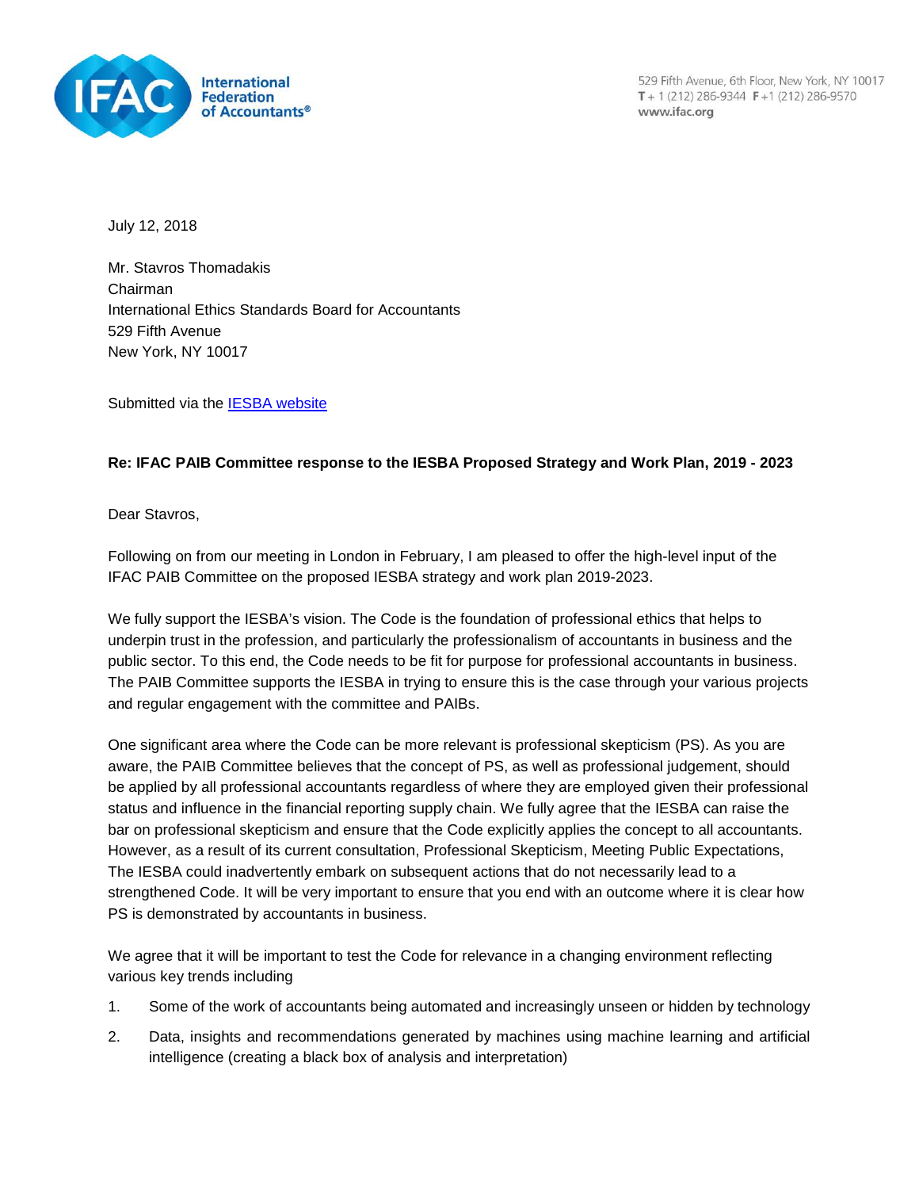International Federation of Accountants®

529 Fifth Avenue, 6th Floor, New York, NY 10017
T + 1 (212) 286-9344 F +1 (212) 286-9570
www.ifac.org

July 12, 2018

Mr. Stavros Thomadakis
Chairman
International Ethics Standards Board for Accountants
529 Fifth Avenue
New York, NY 10017

Submitted via the [IESBA website]

**Re: IFAC PAIB Committee response to the IESBA Proposed Strategy and Work Plan, 2019 - 2023**

Dear Stavros,

Following on from our meeting in London in February, I am pleased to offer the high-level input of the IFAC PAIB Committee on the proposed IESBA strategy and work plan 2019-2023.

We fully support the IESBA's vision. The Code is the foundation of professional ethics that helps to underpin trust in the profession, and particularly the professionalism of accountants in business and the public sector. To this end, the Code needs to be fit for purpose for professional accountants in business. The PAIB Committee supports the IESBA in trying to ensure this is the case through your various projects and regular engagement with the committee and PAIBs.

One significant area where the Code can be more relevant is professional skepticism (PS). As you are aware, the PAIB Committee believes that the concept of PS, as well as professional judgement, should be applied by all professional accountants regardless of where they are employed given their professional status and influence in the financial reporting supply chain. We fully agree that the IESBA can raise the bar on professional skepticism and ensure that the Code explicitly applies the concept to all accountants. However, as a result of its current consultation, Professional Skepticism, Meeting Public Expectations, The IESBA could inadvertently embark on subsequent actions that do not necessarily lead to a strengthened Code. It will be very important to ensure that you end with an outcome where it is clear how PS is demonstrated by accountants in business.

We agree that it will be important to test the Code for relevance in a changing environment reflecting various key trends including

1. Some of the work of accountants being automated and increasingly unseen or hidden by technology
2. Data, insights and recommendations generated by machines using machine learning and artificial intelligence (creating a black box of analysis and interpretation)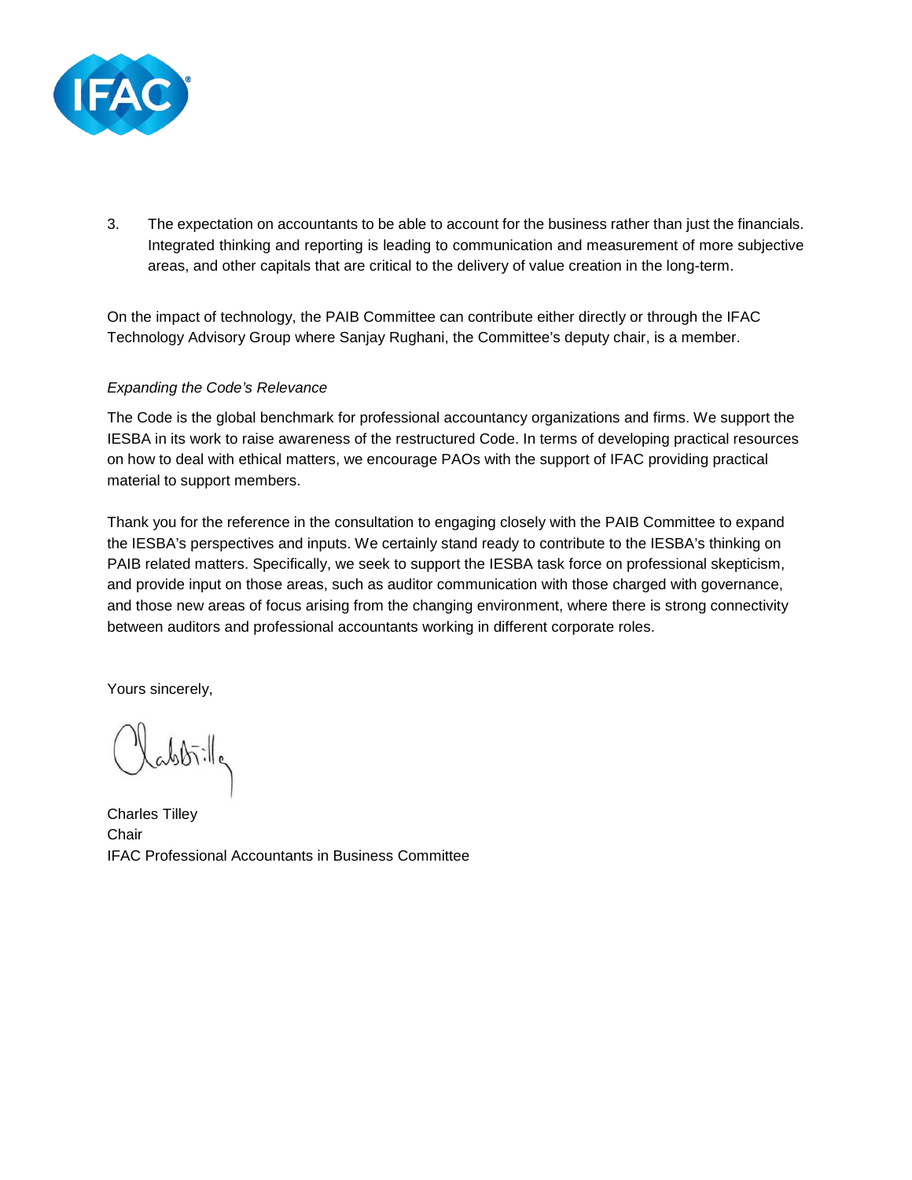3. The expectation on accountants to be able to account for the business rather than just the financials. Integrated thinking and reporting is leading to communication and measurement of more subjective areas, and other capitals that are critical to the delivery of value creation in the long-term.

On the impact of technology, the PAIB Committee can contribute either directly or through the IFAC Technology Advisory Group where Sanjay Rughani, the Committee's deputy chair, is a member.

*Expanding the Code's Relevance*

The Code is the global benchmark for professional accountancy organizations and firms. We support the IESBA in its work to raise awareness of the restructured Code. In terms of developing practical resources on how to deal with ethical matters, we encourage PAOs with the support of IFAC providing practical material to support members.

Thank you for the reference in the consultation to engaging closely with the PAIB Committee to expand the IESBA's perspectives and inputs. We certainly stand ready to contribute to the IESBA's thinking on PAIB related matters. Specifically, we seek to support the IESBA task force on professional skepticism, and provide input on those areas, such as auditor communication with those charged with governance, and those new areas of focus arising from the changing environment, where there is strong connectivity between auditors and professional accountants working in different corporate roles.

Yours sincerely,

Charles Tilley
Chair
IFAC Professional Accountants in Business Committee